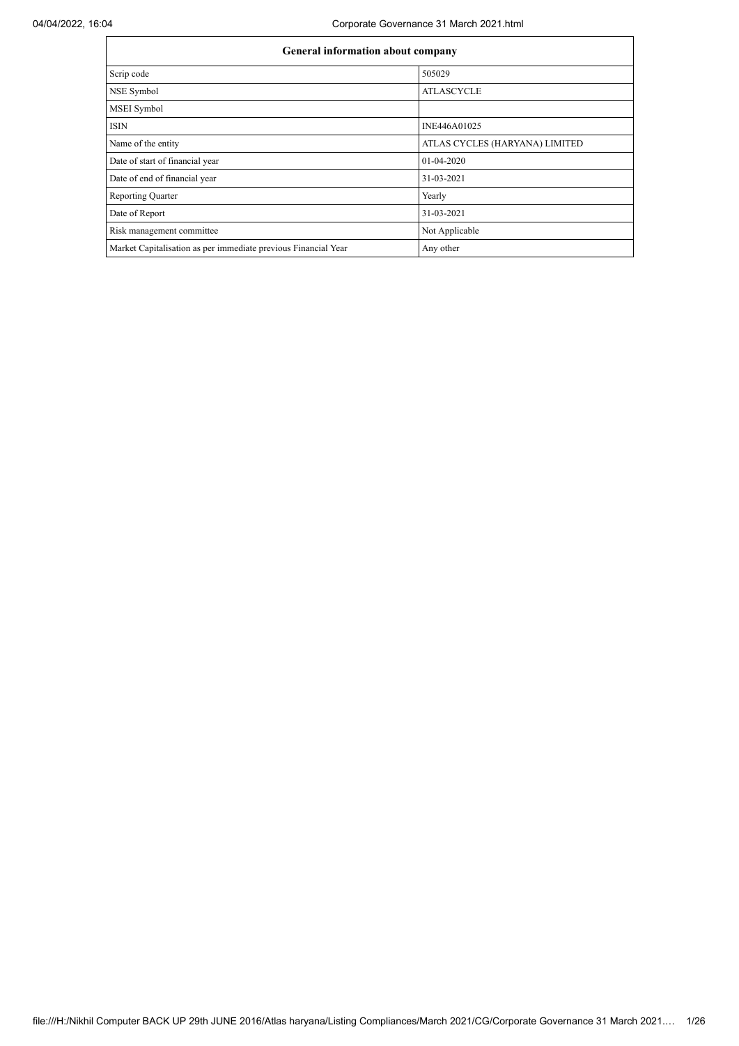| General information about company | |
|---|---|
| Scrip code | 505029 |
| NSE Symbol | ATLASCYCLE |
| MSEI Symbol | |
| ISIN | INE446A01025 |
| Name of the entity | ATLAS CYCLES (HARYANA) LIMITED |
| Date of start of financial year | 01-04-2020 |
| Date of end of financial year | 31-03-2021 |
| Reporting Quarter | Yearly |
| Date of Report | 31-03-2021 |
| Risk management committee | Not Applicable |
| Market Capitalisation as per immediate previous Financial Year | Any other |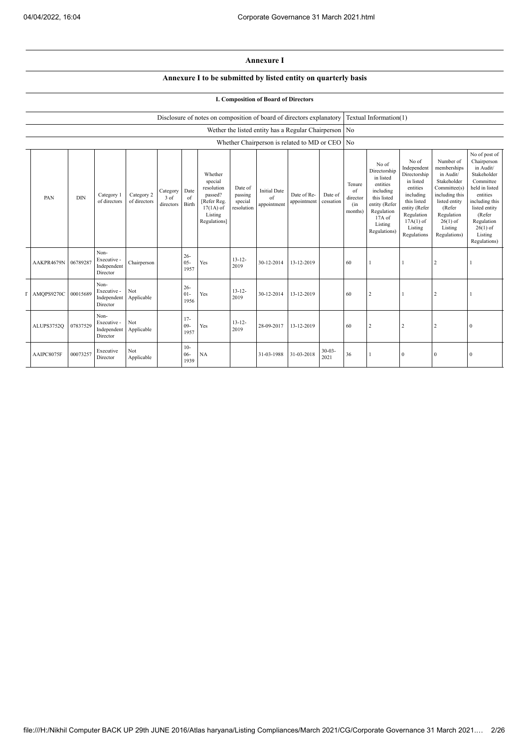## Annexure I

### Annexure I to be submitted by listed entity on quarterly basis

#### I. Composition of Board of Directors

| | |
|---|---|
| Disclosure of notes on composition of board of directors explanatory | Textual Information(1) |
| Wether the listed entity has a Regular Chairperson | No |
| Whether Chairperson is related to MD or CEO | No |

| PAN | DIN | Category 1 of directors | Category 2 of directors | Category 3 of directors | Date of Birth | Whether special resolution passed? [Refer Reg. 17(1A) of Listing Regulations] | Date of passing special resolution | Initial Date of appointment | Date of Re-appointment | Date of cessation | Tenure of director (in months) | No of Directorship in listed entities including this listed entity (Refer Regulation 17A of Listing Regulations) | No of Independent Directorship in listed entities including this listed entity (Refer Regulation 17A(1) of Listing Regulations | Number of memberships in Audit/ Stakeholder Committee(s) including this listed entity (Refer Regulation 26(1) of Listing Regulations) | No of post of Chairperson in Audit/ Stakeholder Committee held in listed entities including this listed entity (Refer Regulation 26(1) of Listing Regulations) |
|---|---|---|---|---|---|---|---|---|---|---|---|---|---|---|---|
| AAKPR4679N | 06789287 | Non-Executive - Independent Director | Chairperson | | 26-05-1957 | Yes | 13-12-2019 | 30-12-2014 | 13-12-2019 | | 60 | 1 | 1 | 2 | 1 |
| AMQPS9270C | 00015689 | Non-Executive - Independent Director | Not Applicable | | 26-01-1956 | Yes | 13-12-2019 | 30-12-2014 | 13-12-2019 | | 60 | 2 | 1 | 2 | 1 |
| ALUPS3752Q | 07837529 | Non-Executive - Independent Director | Not Applicable | | 17-09-1957 | Yes | 13-12-2019 | 28-09-2017 | 13-12-2019 | | 60 | 2 | 2 | 2 | 0 |
| AAIPC8075F | 00073257 | Executive Director | Not Applicable | | 10-06-1939 | NA | | 31-03-1988 | 31-03-2018 | 30-03-2021 | 36 | 1 | 0 | 0 | 0 |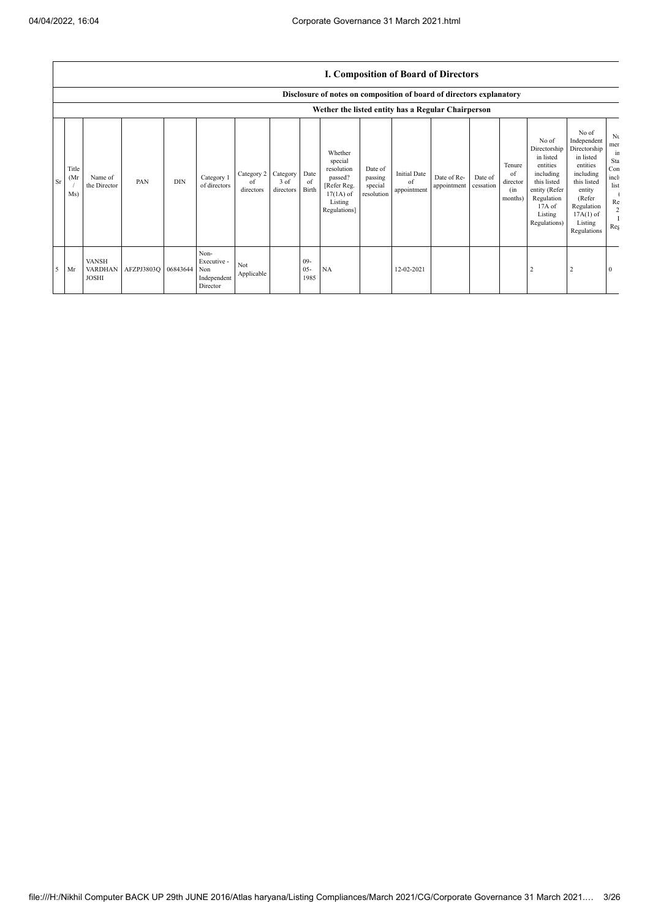## I. Composition of Board of Directors

### Disclosure of notes on composition of board of directors explanatory

### Wether the listed entity has a Regular Chairperson

| Sr | Title (Mr / Ms) | Name of the Director | PAN | DIN | Category 1 of directors | Category 2 of directors | Category 3 of directors | Date of Birth | Whether special resolution passed? [Refer Reg. 17(1A) of Listing Regulations] | Date of passing special resolution | Initial Date of appointment | Date of Re-appointment | Date of cessation | Tenure of director (in months) | No of Directorship in listed entities including this listed entity (Refer Regulation 17A of Listing Regulations) | No of Independent Directorship in listed entities including this listed entity (Refer Regulation 17A(1) of Listing Regulations | Nu mer in Sta Con incl list ( Re 2 I Reg |
|---|---|---|---|---|---|---|---|---|---|---|---|---|---|---|---|---|---|
| 5 | Mr | VANSH VARDHAN JOSHI | AFZPJ3803Q | 06843644 | Non-Executive - Non Independent Director | Not Applicable | | 09-05-1985 | NA | | 12-02-2021 | | | | 2 | 2 | 0 |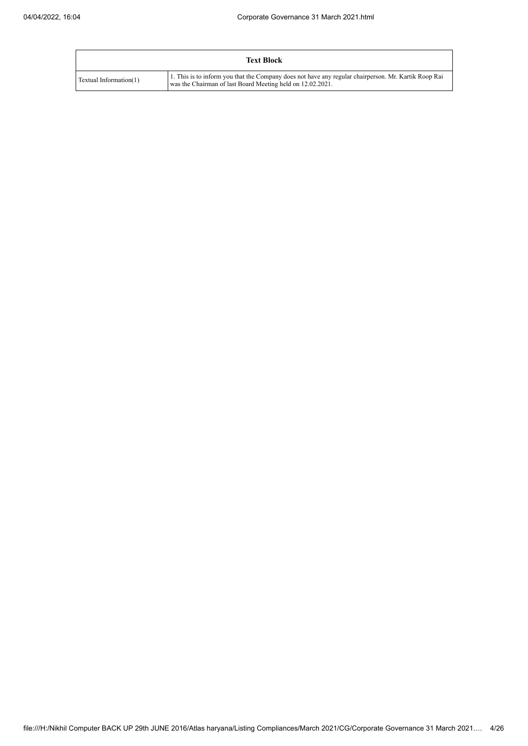| Text Block | |
|---|---|
| Textual Information(1) | 1. This is to inform you that the Company does not have any regular chairperson. Mr. Kartik Roop Rai was the Chairman of last Board Meeting held on 12.02.2021. |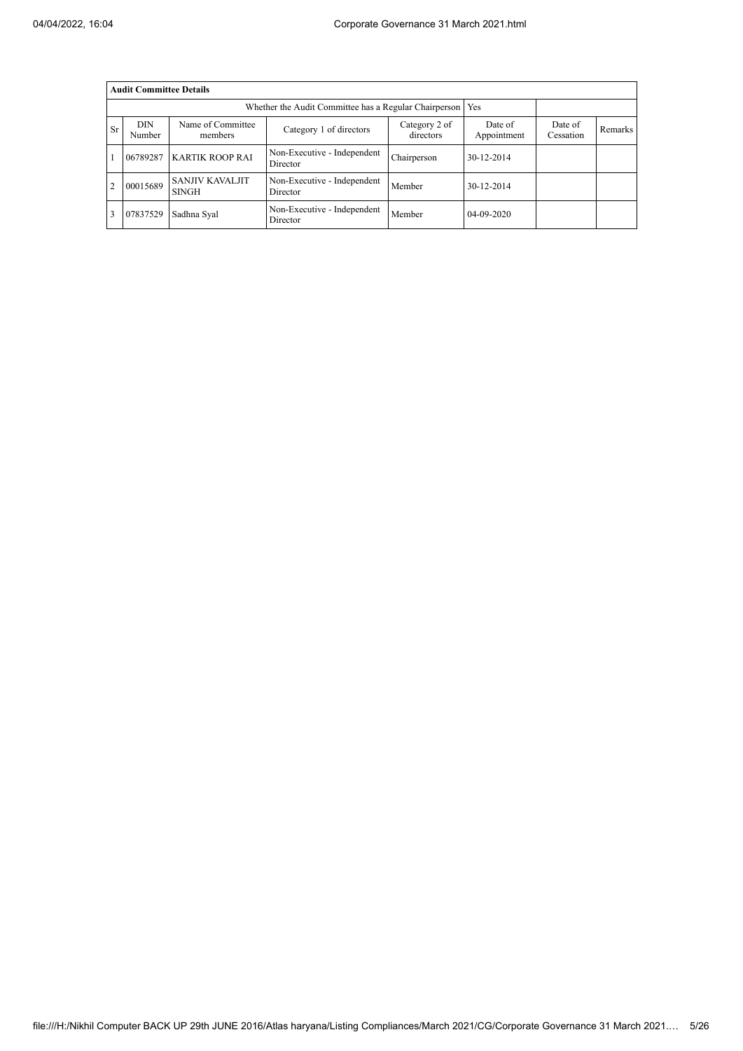| Audit Committee Details | | | | | | | |
|---|---|---|---|---|---|---|---|
| Whether the Audit Committee has a Regular Chairperson | | | | | Yes | | |
| Sr | DIN Number | Name of Committee members | Category 1 of directors | Category 2 of directors | Date of Appointment | Date of Cessation | Remarks |
| 1 | 06789287 | KARTIK ROOP RAI | Non-Executive - Independent Director | Chairperson | 30-12-2014 | | |
| 2 | 00015689 | SANJIV KAVALJIT SINGH | Non-Executive - Independent Director | Member | 30-12-2014 | | |
| 3 | 07837529 | Sadhna Syal | Non-Executive - Independent Director | Member | 04-09-2020 | | |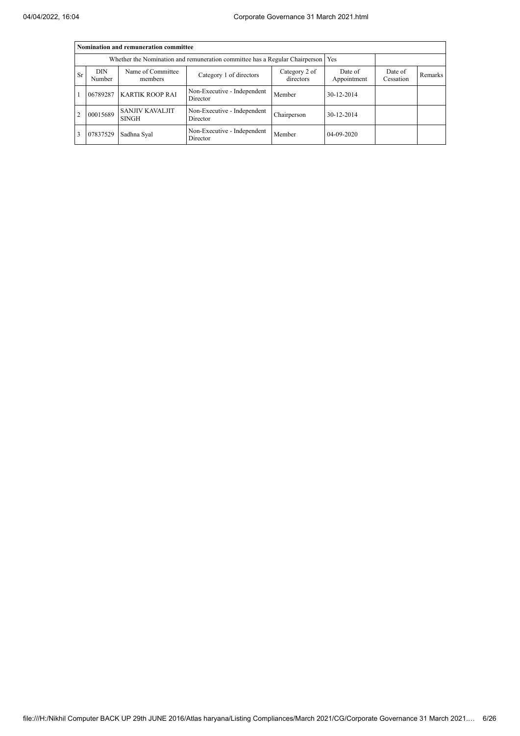| Nomination and remuneration committee | | | | | | | |
|---|---|---|---|---|---|---|---|
| Whether the Nomination and remuneration committee has a Regular Chairperson | | | | | Yes | | |
| Sr | DIN Number | Name of Committee members | Category 1 of directors | Category 2 of directors | Date of Appointment | Date of Cessation | Remarks |
| 1 | 06789287 | KARTIK ROOP RAI | Non-Executive - Independent Director | Member | 30-12-2014 | | |
| 2 | 00015689 | SANJIV KAVALJIT SINGH | Non-Executive - Independent Director | Chairperson | 30-12-2014 | | |
| 3 | 07837529 | Sadhna Syal | Non-Executive - Independent Director | Member | 04-09-2020 | | |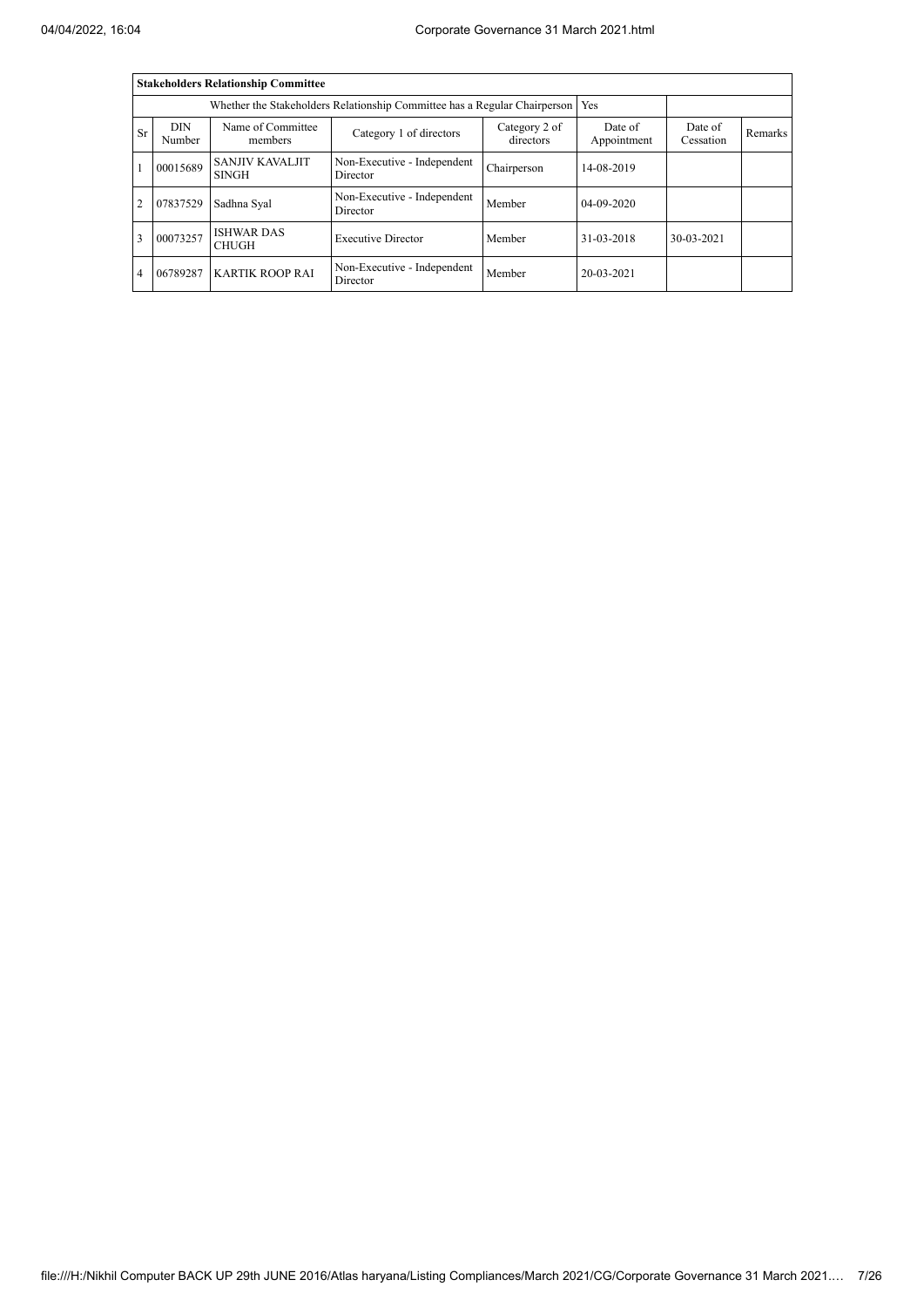| Stakeholders Relationship Committee | | | | | | | |
|---|---|---|---|---|---|---|---|
| Whether the Stakeholders Relationship Committee has a Regular Chairperson | | | | | Yes | | |
| Sr | DIN Number | Name of Committee members | Category 1 of directors | Category 2 of directors | Date of Appointment | Date of Cessation | Remarks |
| 1 | 00015689 | SANJIV KAVALJIT SINGH | Non-Executive - Independent Director | Chairperson | 14-08-2019 | | |
| 2 | 07837529 | Sadhna Syal | Non-Executive - Independent Director | Member | 04-09-2020 | | |
| 3 | 00073257 | ISHWAR DAS CHUGH | Executive Director | Member | 31-03-2018 | 30-03-2021 | |
| 4 | 06789287 | KARTIK ROOP RAI | Non-Executive - Independent Director | Member | 20-03-2021 | | |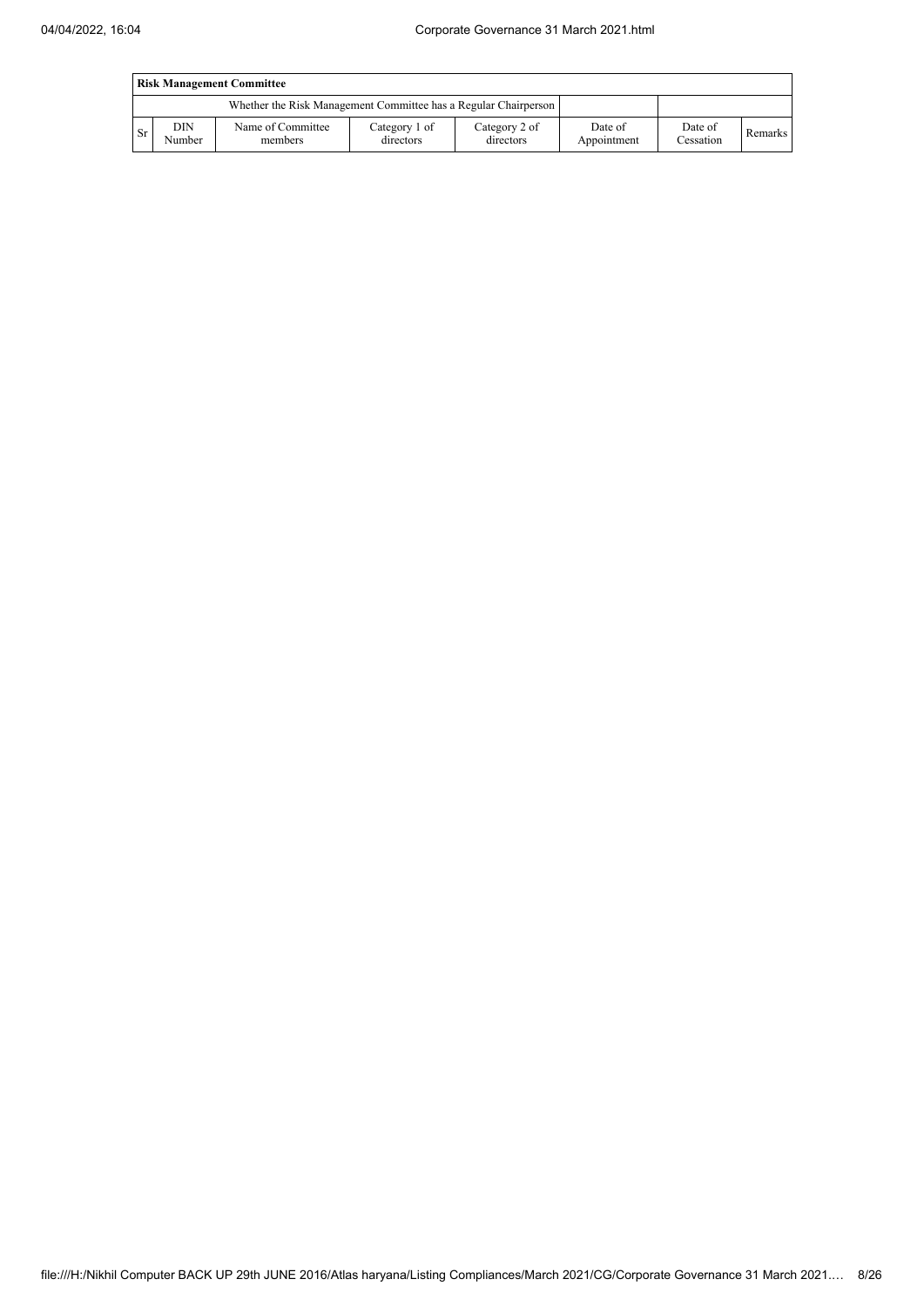| Risk Management Committee | | | | | | | |
|---|---|---|---|---|---|---|---|
| Whether the Risk Management Committee has a Regular Chairperson | | | | | | | |
| Sr | DIN Number | Name of Committee members | Category 1 of directors | Category 2 of directors | Date of Appointment | Date of Cessation | Remarks |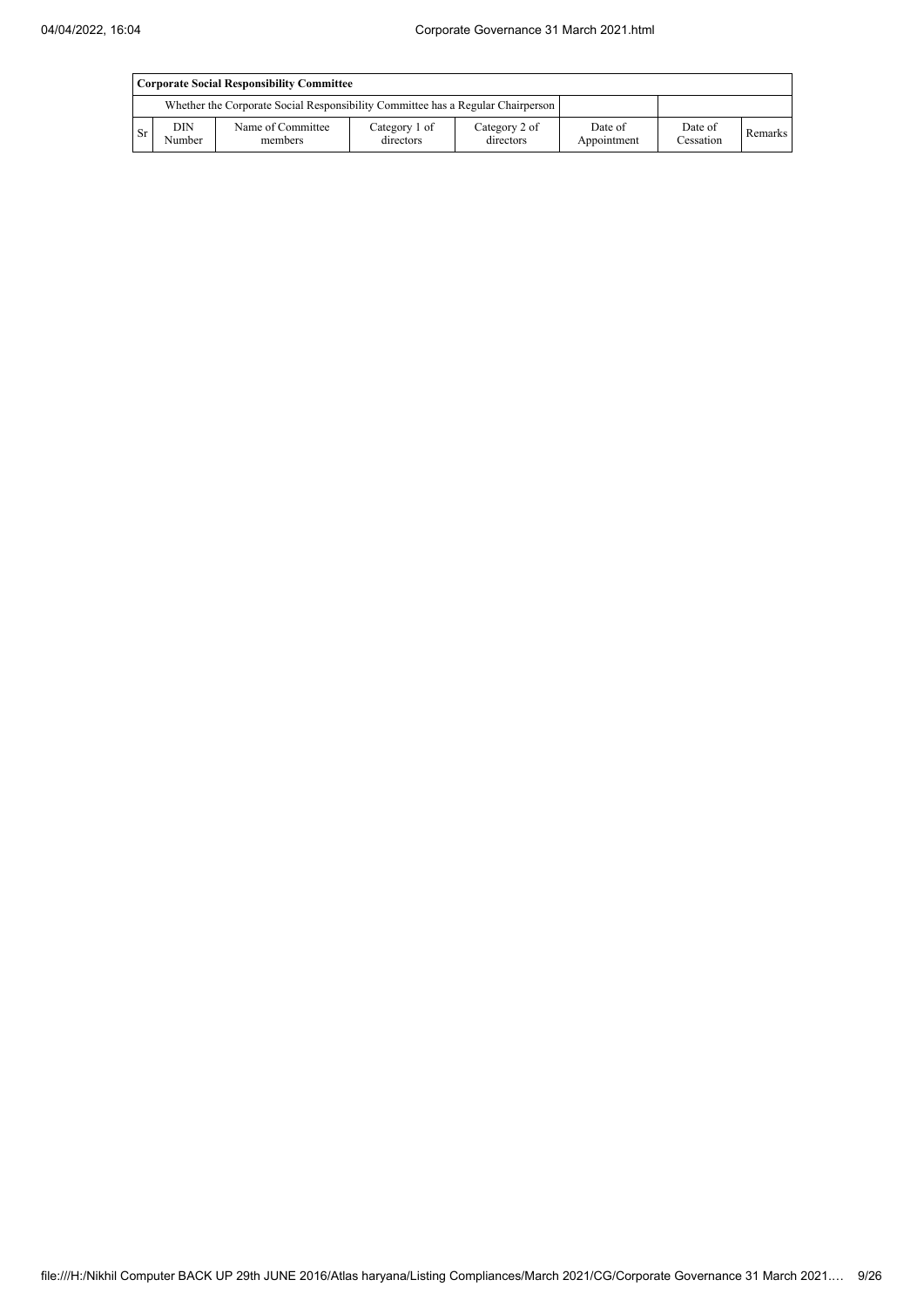| Corporate Social Responsibility Committee | | | | | | | |
|---|---|---|---|---|---|---|---|
| | Whether the Corporate Social Responsibility Committee has a Regular Chairperson | | | | | | |
| Sr | DIN Number | Name of Committee members | Category 1 of directors | Category 2 of directors | Date of Appointment | Date of Cessation | Remarks |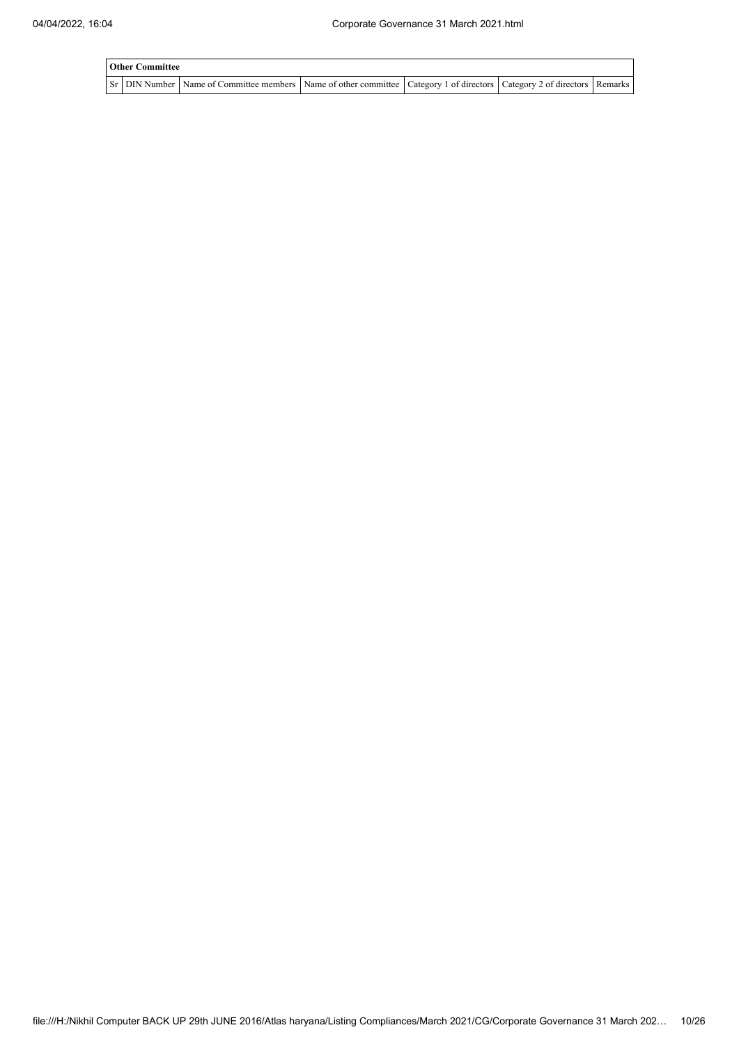| Other Committee | | | | | | |
|---|---|---|---|---|---|---|
| Sr | DIN Number | Name of Committee members | Name of other committee | Category 1 of directors | Category 2 of directors | Remarks |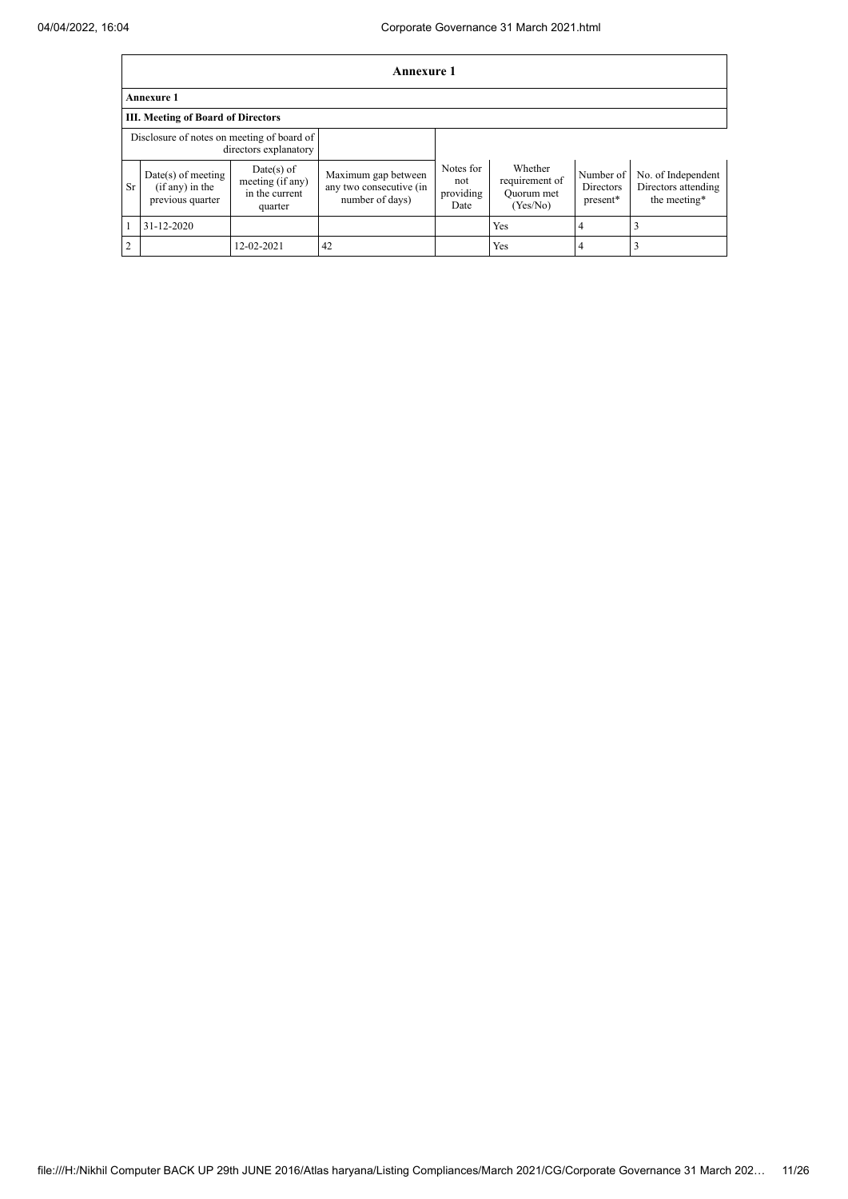## Annexure 1

**Annexure 1**

**III. Meeting of Board of Directors**

| Disclosure of notes on meeting of board of directors explanatory | | | | | | | |
|---|---|---|---|---|---|---|---|
| Sr | Date(s) of meeting (if any) in the previous quarter | Date(s) of meeting (if any) in the current quarter | Maximum gap between any two consecutive (in number of days) | Notes for not providing Date | Whether requirement of Quorum met (Yes/No) | Number of Directors present* | No. of Independent Directors attending the meeting* |
| 1 | 31-12-2020 | | | | Yes | 4 | 3 |
| 2 | | 12-02-2021 | 42 | | Yes | 4 | 3 |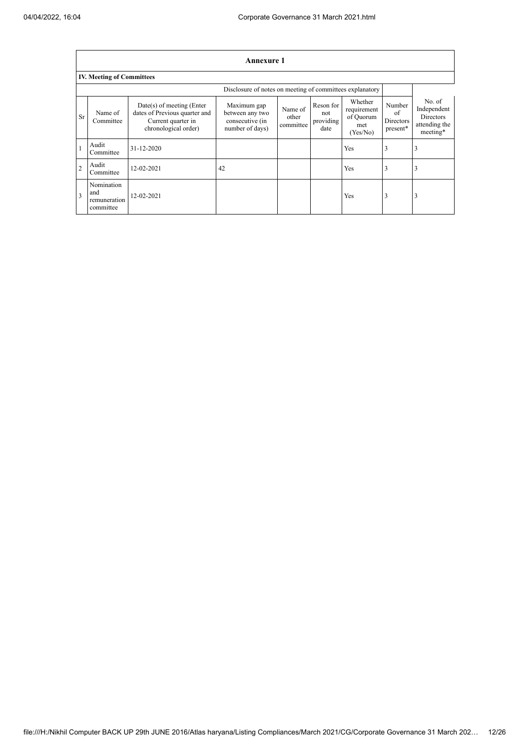# Annexure 1

## IV. Meeting of Committees

Disclosure of notes on meeting of committees explanatory

| Sr | Name of Committee | Date(s) of meeting (Enter dates of Previous quarter and Current quarter in chronological order) | Maximum gap between any two consecutive (in number of days) | Name of other committee | Reson for not providing date | Whether requirement of Quorum met (Yes/No) | Number of Directors present* | No. of Independent Directors attending the meeting* |
|---|---|---|---|---|---|---|---|---|
| 1 | Audit Committee | 31-12-2020 | | | | Yes | 3 | 3 |
| 2 | Audit Committee | 12-02-2021 | 42 | | | Yes | 3 | 3 |
| 3 | Nomination and remuneration committee | 12-02-2021 | | | | Yes | 3 | 3 |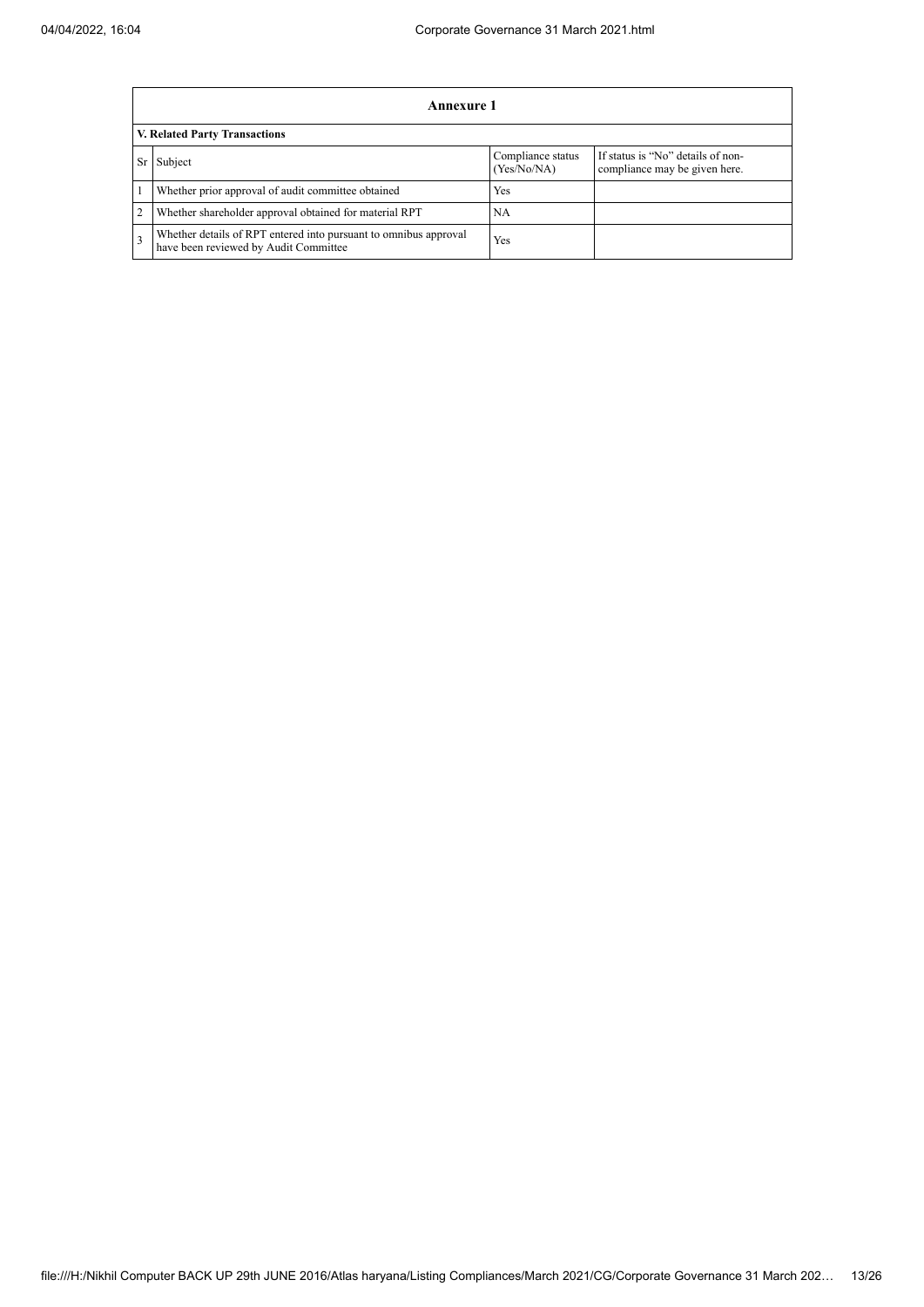## Annexure 1

### V. Related Party Transactions

| Sr | Subject | Compliance status (Yes/No/NA) | If status is "No" details of non-compliance may be given here. |
|---|---|---|---|
| 1 | Whether prior approval of audit committee obtained | Yes | |
| 2 | Whether shareholder approval obtained for material RPT | NA | |
| 3 | Whether details of RPT entered into pursuant to omnibus approval have been reviewed by Audit Committee | Yes | |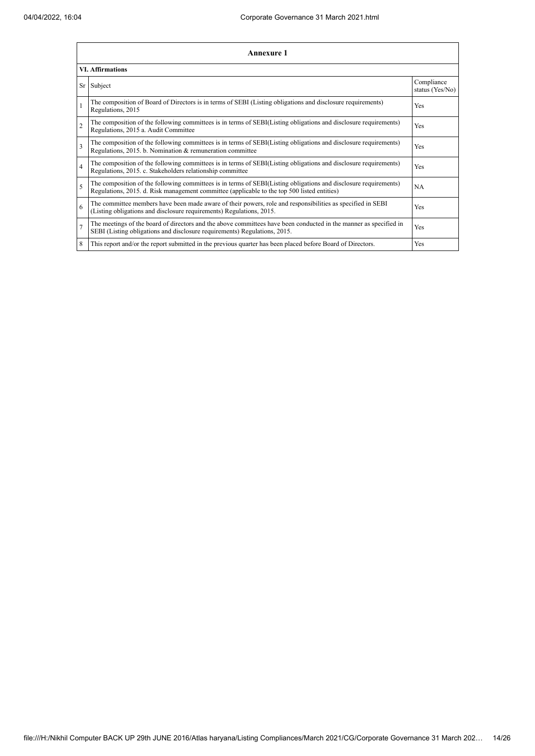## Annexure 1

### VI. Affirmations

| Sr | Subject | Compliance status (Yes/No) |
|---|---|---|
| 1 | The composition of Board of Directors is in terms of SEBI (Listing obligations and disclosure requirements) Regulations, 2015 | Yes |
| 2 | The composition of the following committees is in terms of SEBI(Listing obligations and disclosure requirements) Regulations, 2015 a. Audit Committee | Yes |
| 3 | The composition of the following committees is in terms of SEBI(Listing obligations and disclosure requirements) Regulations, 2015. b. Nomination & remuneration committee | Yes |
| 4 | The composition of the following committees is in terms of SEBI(Listing obligations and disclosure requirements) Regulations, 2015. c. Stakeholders relationship committee | Yes |
| 5 | The composition of the following committees is in terms of SEBI(Listing obligations and disclosure requirements) Regulations, 2015. d. Risk management committee (applicable to the top 500 listed entities) | NA |
| 6 | The committee members have been made aware of their powers, role and responsibilities as specified in SEBI (Listing obligations and disclosure requirements) Regulations, 2015. | Yes |
| 7 | The meetings of the board of directors and the above committees have been conducted in the manner as specified in SEBI (Listing obligations and disclosure requirements) Regulations, 2015. | Yes |
| 8 | This report and/or the report submitted in the previous quarter has been placed before Board of Directors. | Yes |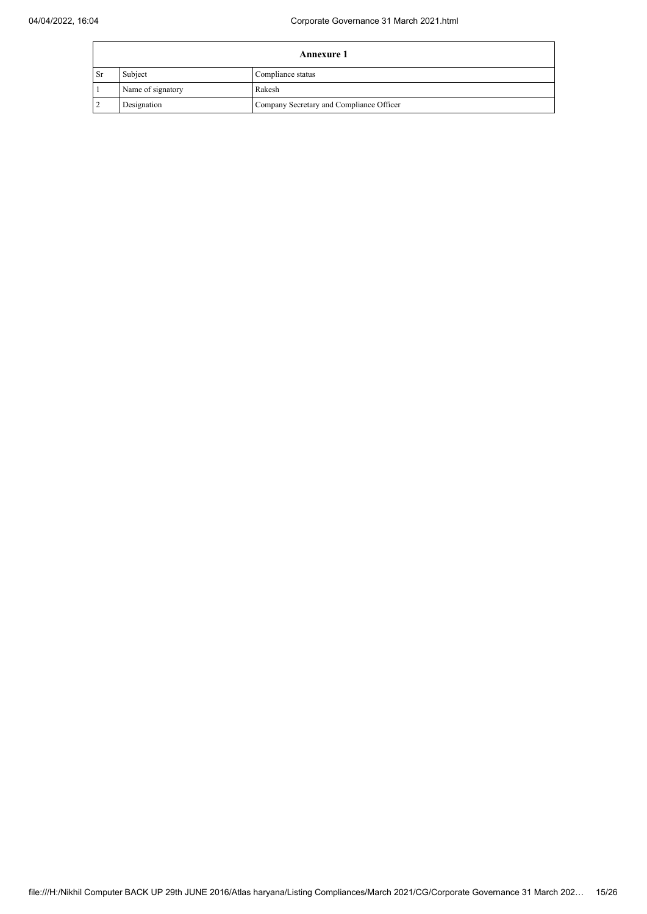| Annexure 1 | | |
|---|---|---|
| Sr | Subject | Compliance status |
| 1 | Name of signatory | Rakesh |
| 2 | Designation | Company Secretary and Compliance Officer |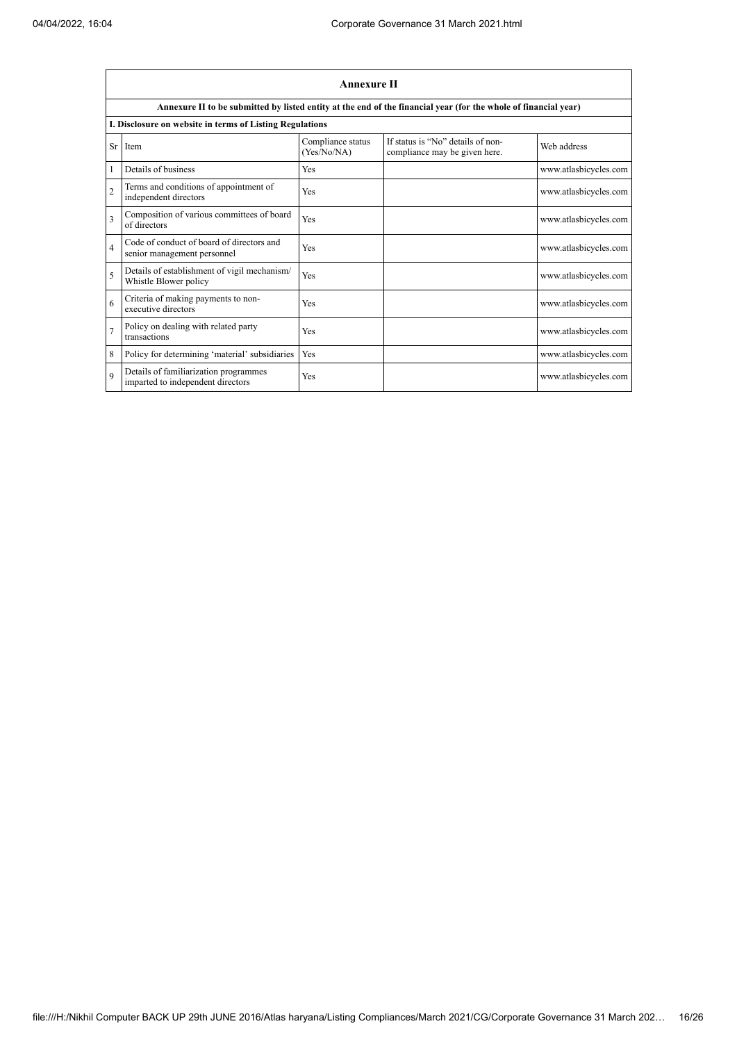## Annexure II

**Annexure II to be submitted by listed entity at the end of the financial year (for the whole of financial year)**

**I. Disclosure on website in terms of Listing Regulations**

| Sr | Item | Compliance status (Yes/No/NA) | If status is "No" details of non-compliance may be given here. | Web address |
|---|---|---|---|---|
| 1 | Details of business | Yes | | www.atlasbicycles.com |
| 2 | Terms and conditions of appointment of independent directors | Yes | | www.atlasbicycles.com |
| 3 | Composition of various committees of board of directors | Yes | | www.atlasbicycles.com |
| 4 | Code of conduct of board of directors and senior management personnel | Yes | | www.atlasbicycles.com |
| 5 | Details of establishment of vigil mechanism/ Whistle Blower policy | Yes | | www.atlasbicycles.com |
| 6 | Criteria of making payments to non-executive directors | Yes | | www.atlasbicycles.com |
| 7 | Policy on dealing with related party transactions | Yes | | www.atlasbicycles.com |
| 8 | Policy for determining 'material' subsidiaries | Yes | | www.atlasbicycles.com |
| 9 | Details of familiarization programmes imparted to independent directors | Yes | | www.atlasbicycles.com |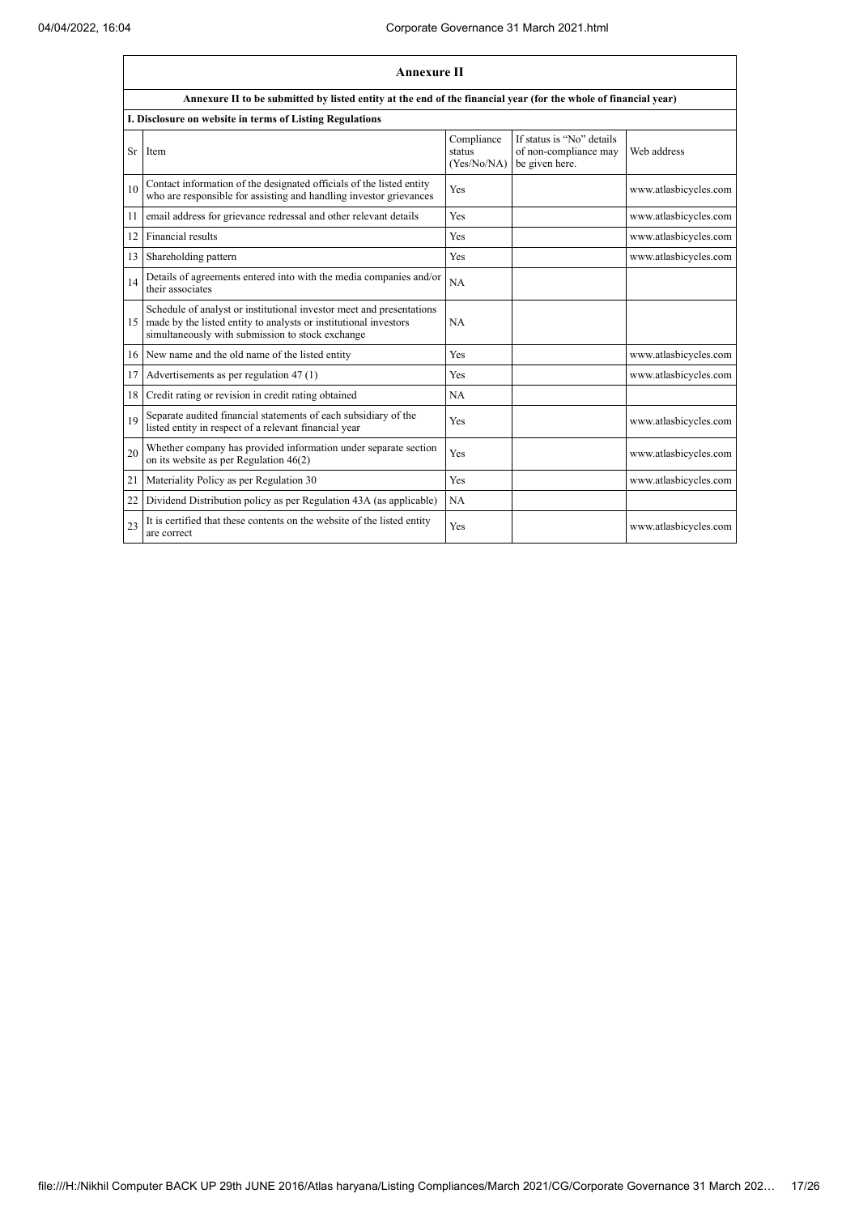## Annexure II

**Annexure II to be submitted by listed entity at the end of the financial year (for the whole of financial year)**

**I. Disclosure on website in terms of Listing Regulations**

| Sr | Item | Compliance status (Yes/No/NA) | If status is "No" details of non-compliance may be given here. | Web address |
|---|---|---|---|---|
| 10 | Contact information of the designated officials of the listed entity who are responsible for assisting and handling investor grievances | Yes | | www.atlasbicycles.com |
| 11 | email address for grievance redressal and other relevant details | Yes | | www.atlasbicycles.com |
| 12 | Financial results | Yes | | www.atlasbicycles.com |
| 13 | Shareholding pattern | Yes | | www.atlasbicycles.com |
| 14 | Details of agreements entered into with the media companies and/or their associates | NA | | |
| 15 | Schedule of analyst or institutional investor meet and presentations made by the listed entity to analysts or institutional investors simultaneously with submission to stock exchange | NA | | |
| 16 | New name and the old name of the listed entity | Yes | | www.atlasbicycles.com |
| 17 | Advertisements as per regulation 47 (1) | Yes | | www.atlasbicycles.com |
| 18 | Credit rating or revision in credit rating obtained | NA | | |
| 19 | Separate audited financial statements of each subsidiary of the listed entity in respect of a relevant financial year | Yes | | www.atlasbicycles.com |
| 20 | Whether company has provided information under separate section on its website as per Regulation 46(2) | Yes | | www.atlasbicycles.com |
| 21 | Materiality Policy as per Regulation 30 | Yes | | www.atlasbicycles.com |
| 22 | Dividend Distribution policy as per Regulation 43A (as applicable) | NA | | |
| 23 | It is certified that these contents on the website of the listed entity are correct | Yes | | www.atlasbicycles.com |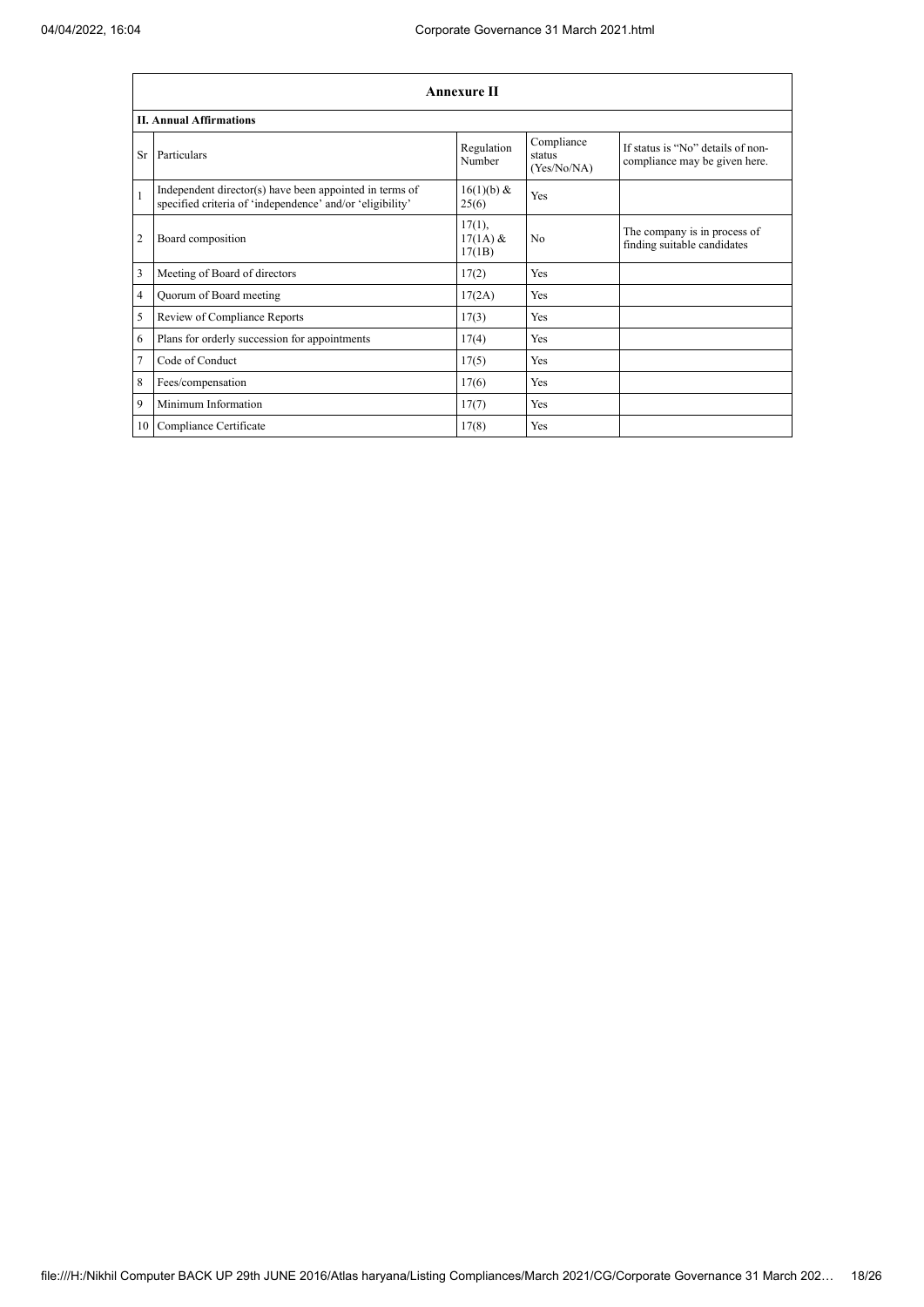## Annexure II

### II. Annual Affirmations

| Sr | Particulars | Regulation Number | Compliance status (Yes/No/NA) | If status is "No" details of non-compliance may be given here. |
|---|---|---|---|---|
| 1 | Independent director(s) have been appointed in terms of specified criteria of 'independence' and/or 'eligibility' | 16(1)(b) & 25(6) | Yes | |
| 2 | Board composition | 17(1), 17(1A) & 17(1B) | No | The company is in process of finding suitable candidates |
| 3 | Meeting of Board of directors | 17(2) | Yes | |
| 4 | Quorum of Board meeting | 17(2A) | Yes | |
| 5 | Review of Compliance Reports | 17(3) | Yes | |
| 6 | Plans for orderly succession for appointments | 17(4) | Yes | |
| 7 | Code of Conduct | 17(5) | Yes | |
| 8 | Fees/compensation | 17(6) | Yes | |
| 9 | Minimum Information | 17(7) | Yes | |
| 10 | Compliance Certificate | 17(8) | Yes | |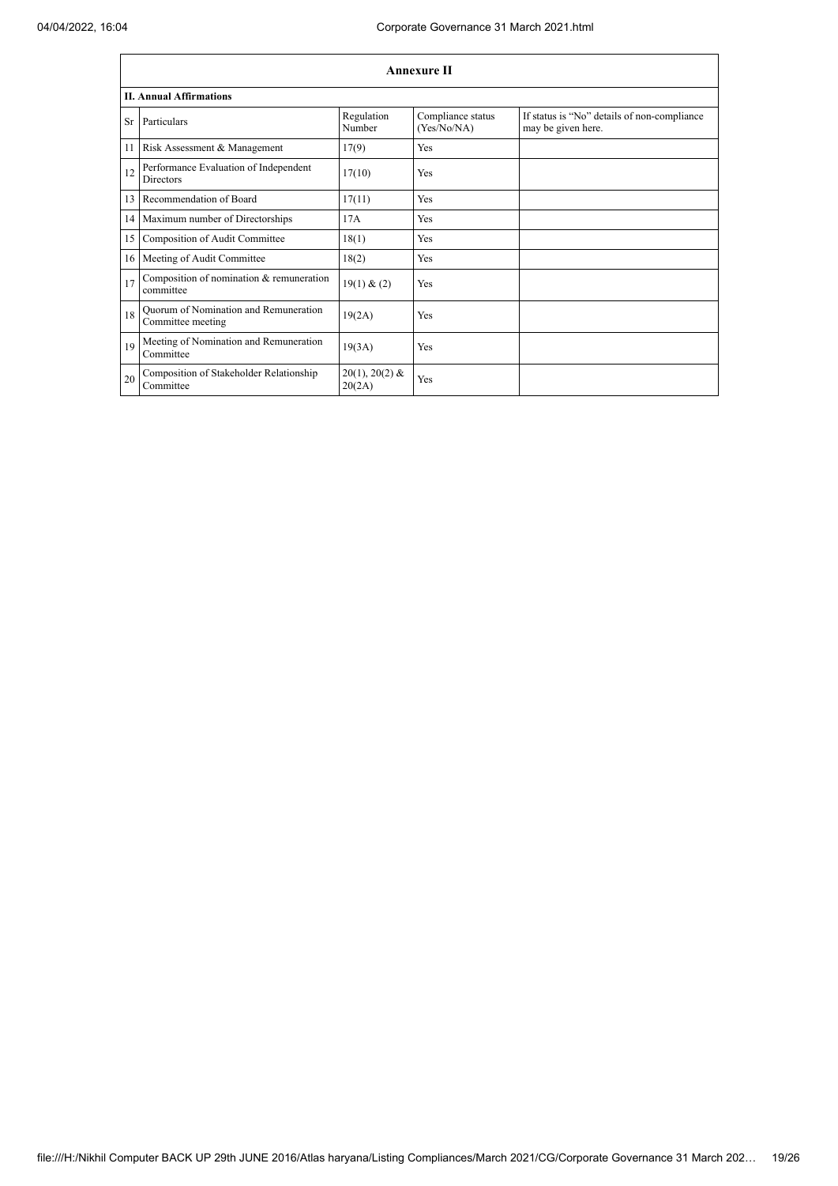## Annexure II

### II. Annual Affirmations

| Sr | Particulars | Regulation Number | Compliance status (Yes/No/NA) | If status is "No" details of non-compliance may be given here. |
|---|---|---|---|---|
| 11 | Risk Assessment & Management | 17(9) | Yes | |
| 12 | Performance Evaluation of Independent Directors | 17(10) | Yes | |
| 13 | Recommendation of Board | 17(11) | Yes | |
| 14 | Maximum number of Directorships | 17A | Yes | |
| 15 | Composition of Audit Committee | 18(1) | Yes | |
| 16 | Meeting of Audit Committee | 18(2) | Yes | |
| 17 | Composition of nomination & remuneration committee | 19(1) & (2) | Yes | |
| 18 | Quorum of Nomination and Remuneration Committee meeting | 19(2A) | Yes | |
| 19 | Meeting of Nomination and Remuneration Committee | 19(3A) | Yes | |
| 20 | Composition of Stakeholder Relationship Committee | 20(1), 20(2) & 20(2A) | Yes | |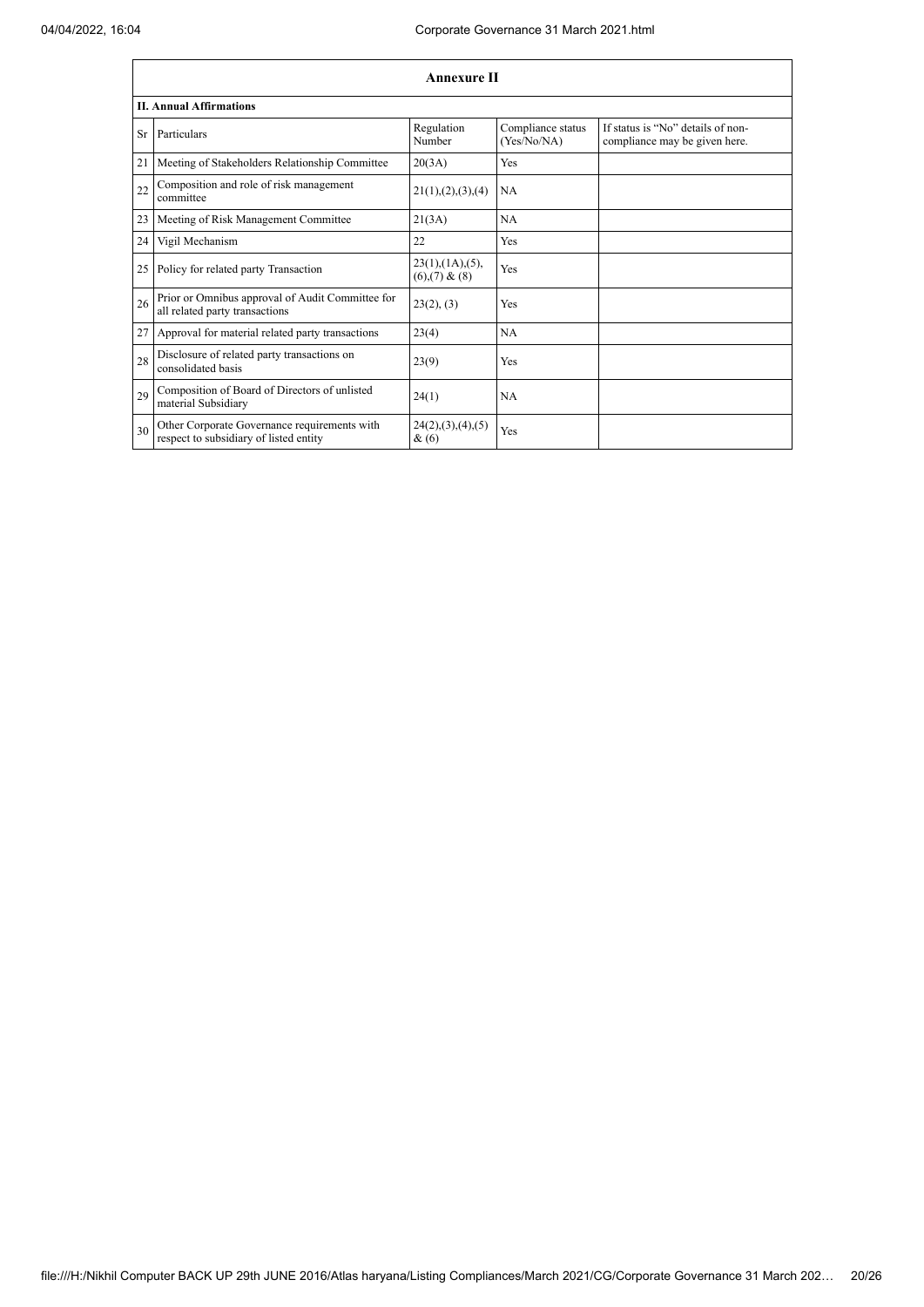| Annexure II | | | | |
|---|---|---|---|---|
| **II. Annual Affirmations** | | | | |
| Sr | Particulars | Regulation Number | Compliance status (Yes/No/NA) | If status is "No" details of non-compliance may be given here. |
| 21 | Meeting of Stakeholders Relationship Committee | 20(3A) | Yes | |
| 22 | Composition and role of risk management committee | 21(1),(2),(3),(4) | NA | |
| 23 | Meeting of Risk Management Committee | 21(3A) | NA | |
| 24 | Vigil Mechanism | 22 | Yes | |
| 25 | Policy for related party Transaction | 23(1),(1A),(5),(6),(7) & (8) | Yes | |
| 26 | Prior or Omnibus approval of Audit Committee for all related party transactions | 23(2), (3) | Yes | |
| 27 | Approval for material related party transactions | 23(4) | NA | |
| 28 | Disclosure of related party transactions on consolidated basis | 23(9) | Yes | |
| 29 | Composition of Board of Directors of unlisted material Subsidiary | 24(1) | NA | |
| 30 | Other Corporate Governance requirements with respect to subsidiary of listed entity | 24(2),(3),(4),(5) & (6) | Yes | |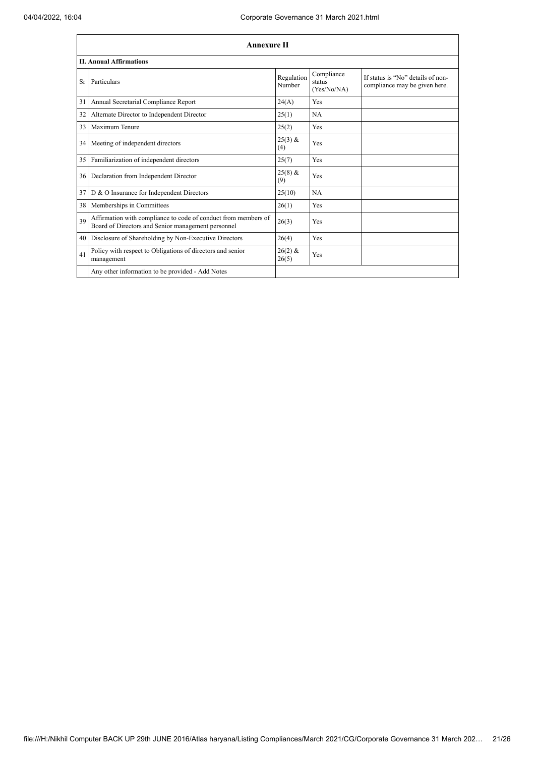## Annexure II

### II. Annual Affirmations

| Sr | Particulars | Regulation Number | Compliance status (Yes/No/NA) | If status is "No" details of non-compliance may be given here. |
|---|---|---|---|---|
| 31 | Annual Secretarial Compliance Report | 24(A) | Yes | |
| 32 | Alternate Director to Independent Director | 25(1) | NA | |
| 33 | Maximum Tenure | 25(2) | Yes | |
| 34 | Meeting of independent directors | 25(3) & (4) | Yes | |
| 35 | Familiarization of independent directors | 25(7) | Yes | |
| 36 | Declaration from Independent Director | 25(8) & (9) | Yes | |
| 37 | D & O Insurance for Independent Directors | 25(10) | NA | |
| 38 | Memberships in Committees | 26(1) | Yes | |
| 39 | Affirmation with compliance to code of conduct from members of Board of Directors and Senior management personnel | 26(3) | Yes | |
| 40 | Disclosure of Shareholding by Non-Executive Directors | 26(4) | Yes | |
| 41 | Policy with respect to Obligations of directors and senior management | 26(2) & 26(5) | Yes | |
| | Any other information to be provided - Add Notes | | | |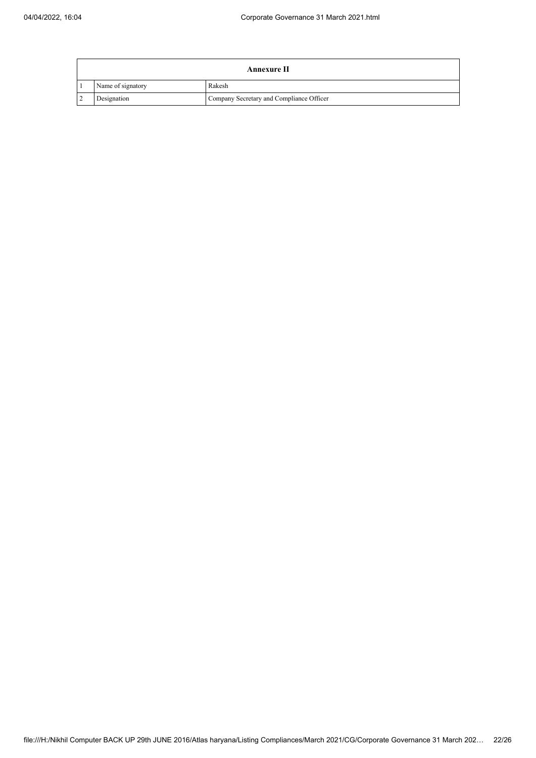| Annexure II | | |
| --- | --- | --- |
| 1 | Name of signatory | Rakesh |
| 2 | Designation | Company Secretary and Compliance Officer |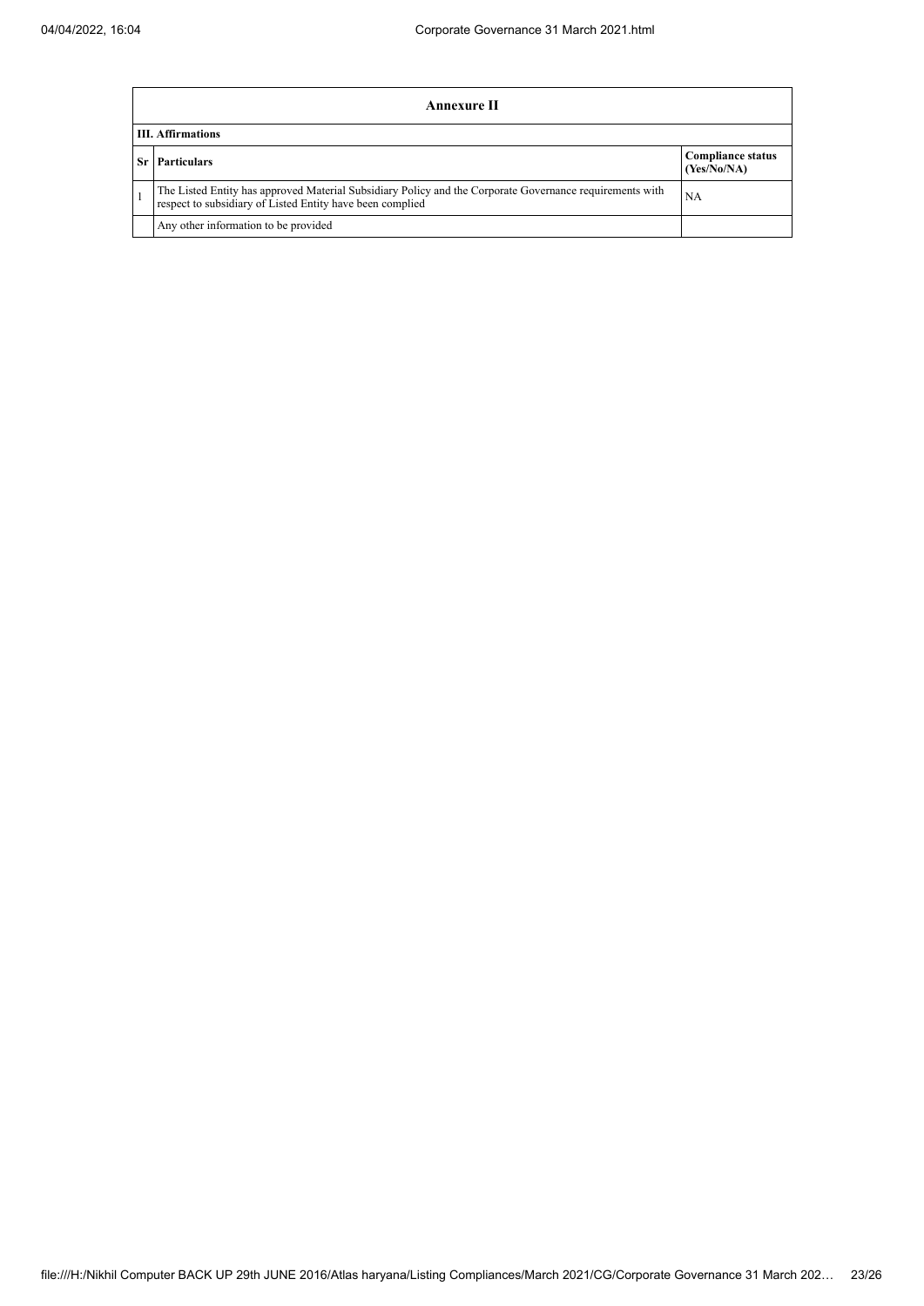## Annexure II

### III. Affirmations

| Sr | Particulars | Compliance status (Yes/No/NA) |
|---|---|---|
| 1 | The Listed Entity has approved Material Subsidiary Policy and the Corporate Governance requirements with respect to subsidiary of Listed Entity have been complied | NA |
| | Any other information to be provided | |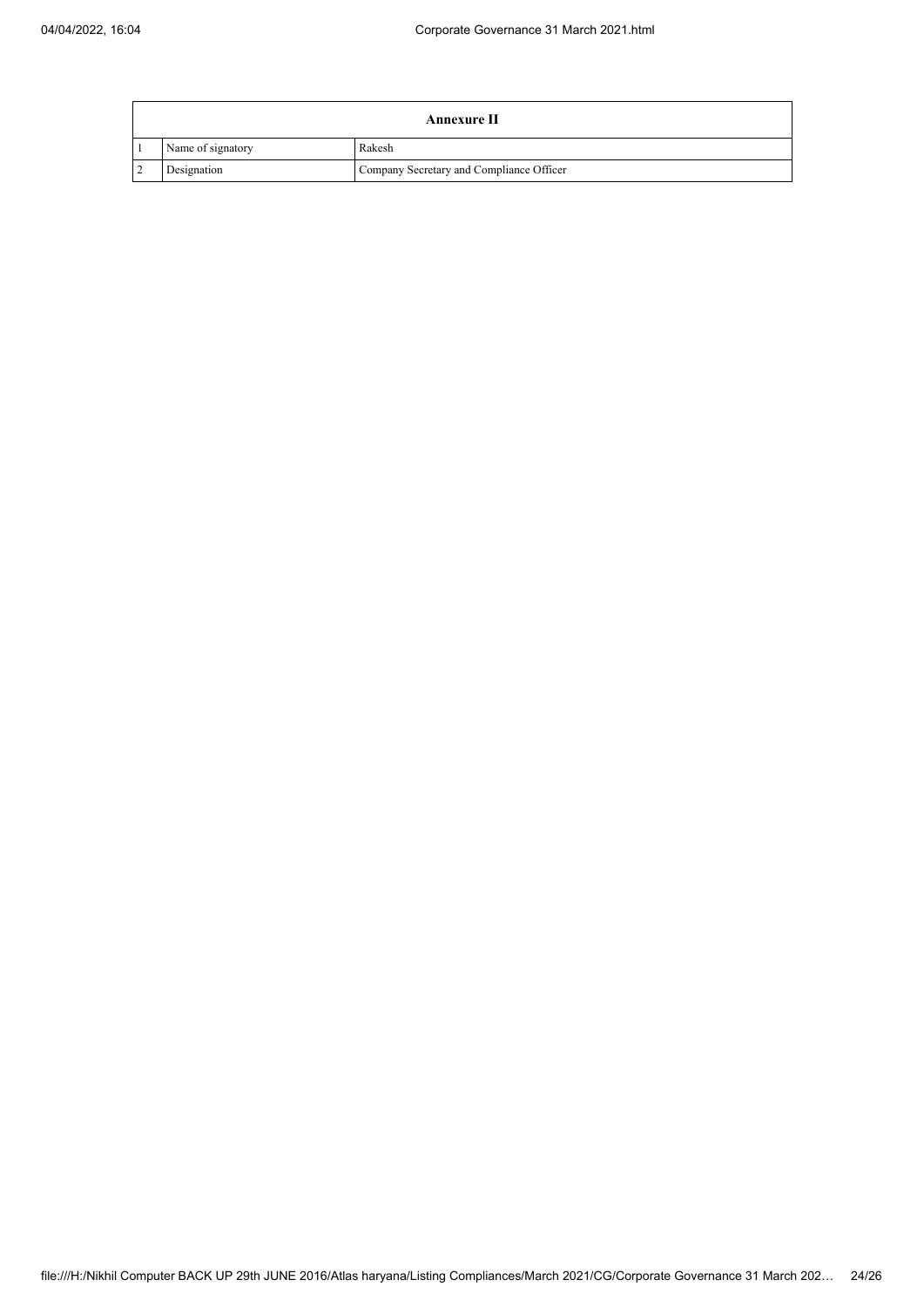| Annexure II | | |
|---|---|---|
| 1 | Name of signatory | Rakesh |
| 2 | Designation | Company Secretary and Compliance Officer |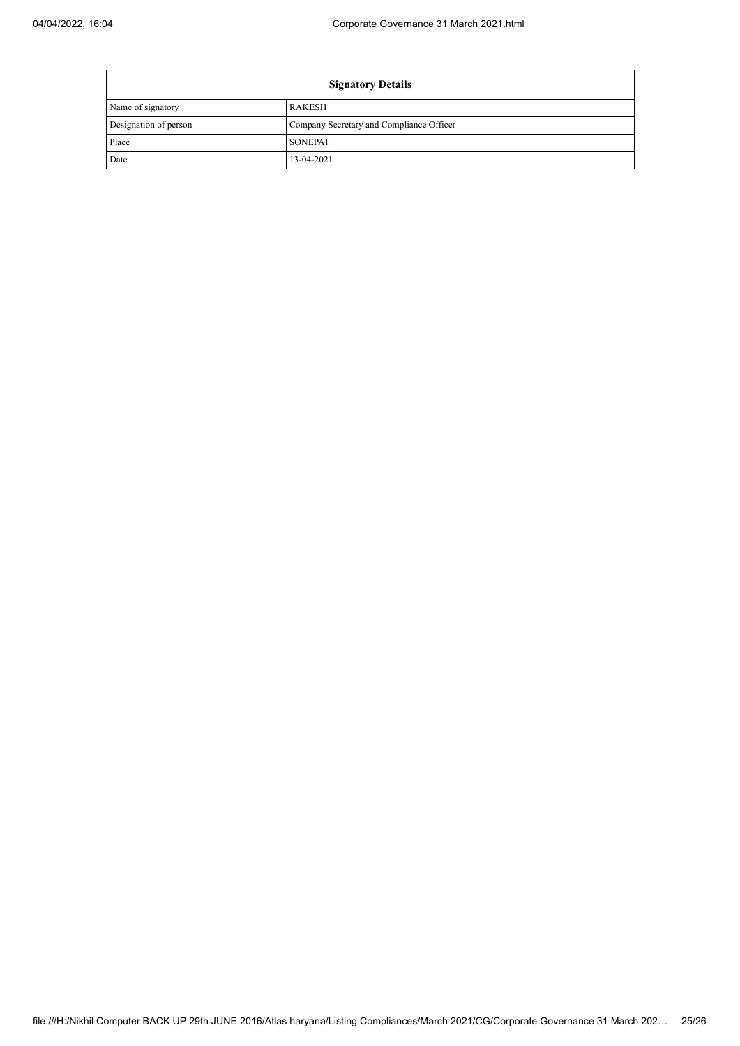| Signatory Details | |
|---|---|
| Name of signatory | RAKESH |
| Designation of person | Company Secretary and Compliance Officer |
| Place | SONEPAT |
| Date | 13-04-2021 |